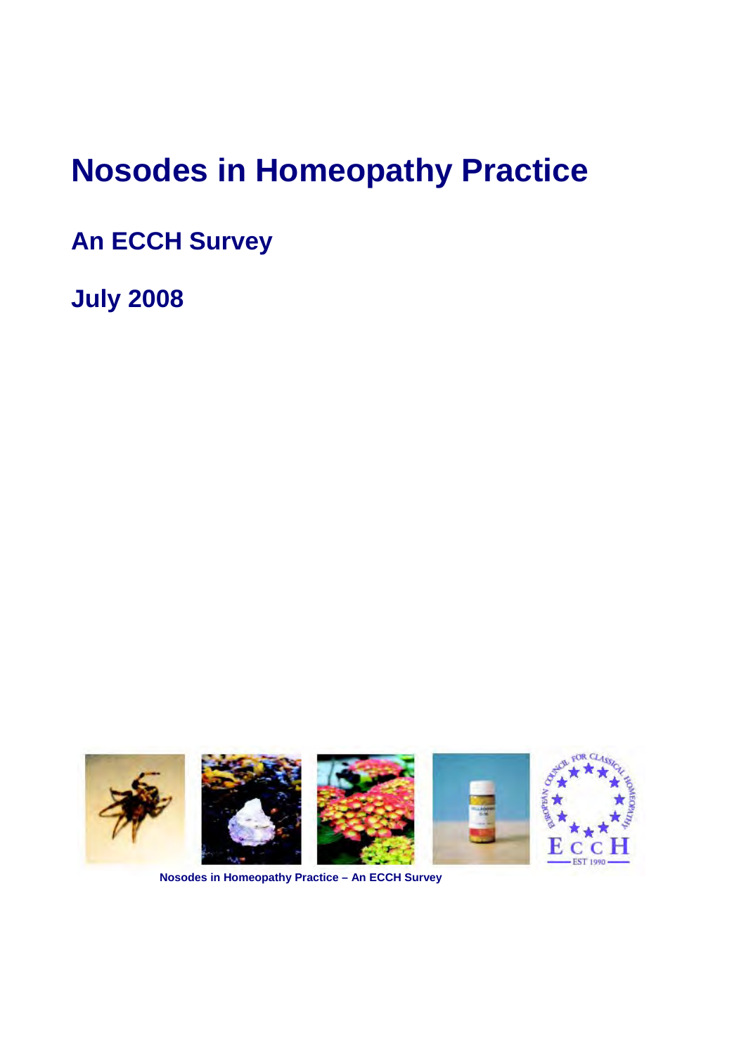# Nosodes in Homeopathy Practice

## An ECCH Survey

## July 2008

Nosodes in Homeopathy Practice – An ECCH Survey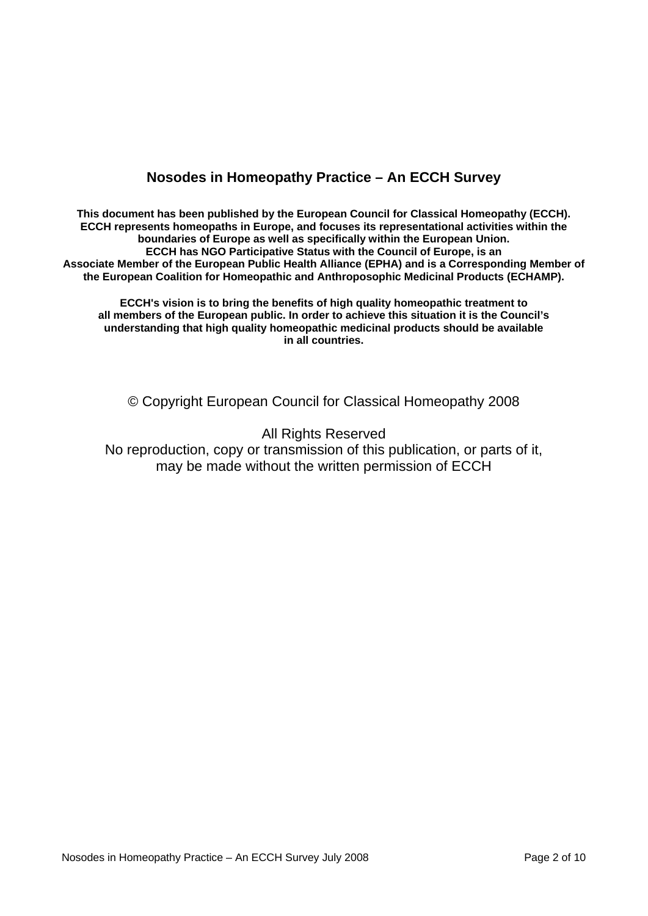# Nosodes in Homeopathy Practice – An ECCH Survey

**This document has been published by the European Council for Classical Homeopathy (ECCH). ECCH represents homeopaths in Europe, and focuses its representational activities within the boundaries of Europe as well as specifically within the European Union. ECCH has NGO Participative Status with the Council of Europe, is an Associate Member of the European Public Health Alliance (EPHA) and is a Corresponding Member of the European Coalition for Homeopathic and Anthroposophic Medicinal Products (ECHAMP).**

**ECCH's vision is to bring the benefits of high quality homeopathic treatment to all members of the European public. In order to achieve this situation it is the Council's understanding that high quality homeopathic medicinal products should be available in all countries.**

© Copyright European Council for Classical Homeopathy 2008

All Rights Reserved
No reproduction, copy or transmission of this publication, or parts of it, may be made without the written permission of ECCH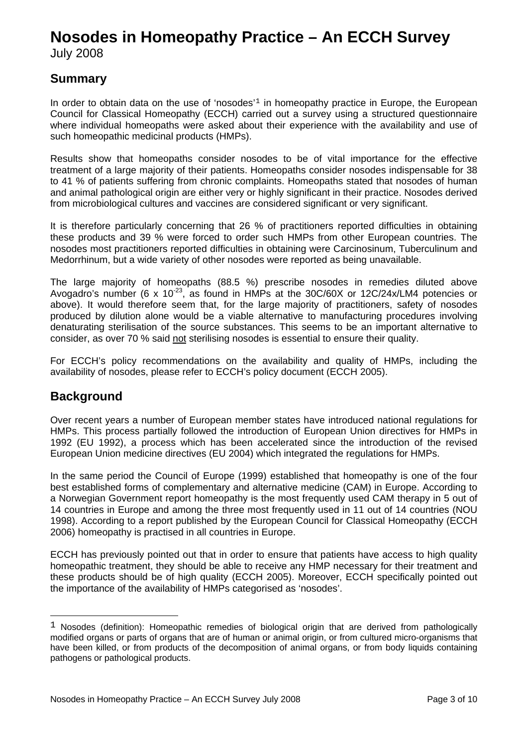# Nosodes in Homeopathy Practice – An ECCH Survey

July 2008

## Summary

In order to obtain data on the use of 'nosodes'[1] in homeopathy practice in Europe, the European Council for Classical Homeopathy (ECCH) carried out a survey using a structured questionnaire where individual homeopaths were asked about their experience with the availability and use of such homeopathic medicinal products (HMPs).

Results show that homeopaths consider nosodes to be of vital importance for the effective treatment of a large majority of their patients. Homeopaths consider nosodes indispensable for 38 to 41 % of patients suffering from chronic complaints. Homeopaths stated that nosodes of human and animal pathological origin are either very or highly significant in their practice. Nosodes derived from microbiological cultures and vaccines are considered significant or very significant.

It is therefore particularly concerning that 26 % of practitioners reported difficulties in obtaining these products and 39 % were forced to order such HMPs from other European countries. The nosodes most practitioners reported difficulties in obtaining were Carcinosinum, Tuberculinum and Medorrhinum, but a wide variety of other nosodes were reported as being unavailable.

The large majority of homeopaths (88.5 %) prescribe nosodes in remedies diluted above Avogadro's number ($6 \times 10^{-23}$, as found in HMPs at the 30C/60X or 12C/24x/LM4 potencies or above). It would therefore seem that, for the large majority of practitioners, safety of nosodes produced by dilution alone would be a viable alternative to manufacturing procedures involving denaturating sterilisation of the source substances. This seems to be an important alternative to consider, as over 70 % said <u>not</u> sterilising nosodes is essential to ensure their quality.

For ECCH's policy recommendations on the availability and quality of HMPs, including the availability of nosodes, please refer to ECCH's policy document (ECCH 2005).

## Background

Over recent years a number of European member states have introduced national regulations for HMPs. This process partially followed the introduction of European Union directives for HMPs in 1992 (EU 1992), a process which has been accelerated since the introduction of the revised European Union medicine directives (EU 2004) which integrated the regulations for HMPs.

In the same period the Council of Europe (1999) established that homeopathy is one of the four best established forms of complementary and alternative medicine (CAM) in Europe. According to a Norwegian Government report homeopathy is the most frequently used CAM therapy in 5 out of 14 countries in Europe and among the three most frequently used in 11 out of 14 countries (NOU 1998). According to a report published by the European Council for Classical Homeopathy (ECCH 2006) homeopathy is practised in all countries in Europe.

ECCH has previously pointed out that in order to ensure that patients have access to high quality homeopathic treatment, they should be able to receive any HMP necessary for their treatment and these products should be of high quality (ECCH 2005). Moreover, ECCH specifically pointed out the importance of the availability of HMPs categorised as 'nosodes'.

---

[1] Nosodes (definition): Homeopathic remedies of biological origin that are derived from pathologically modified organs or parts of organs that are of human or animal origin, or from cultured micro-organisms that have been killed, or from products of the decomposition of animal organs, or from body liquids containing pathogens or pathological products.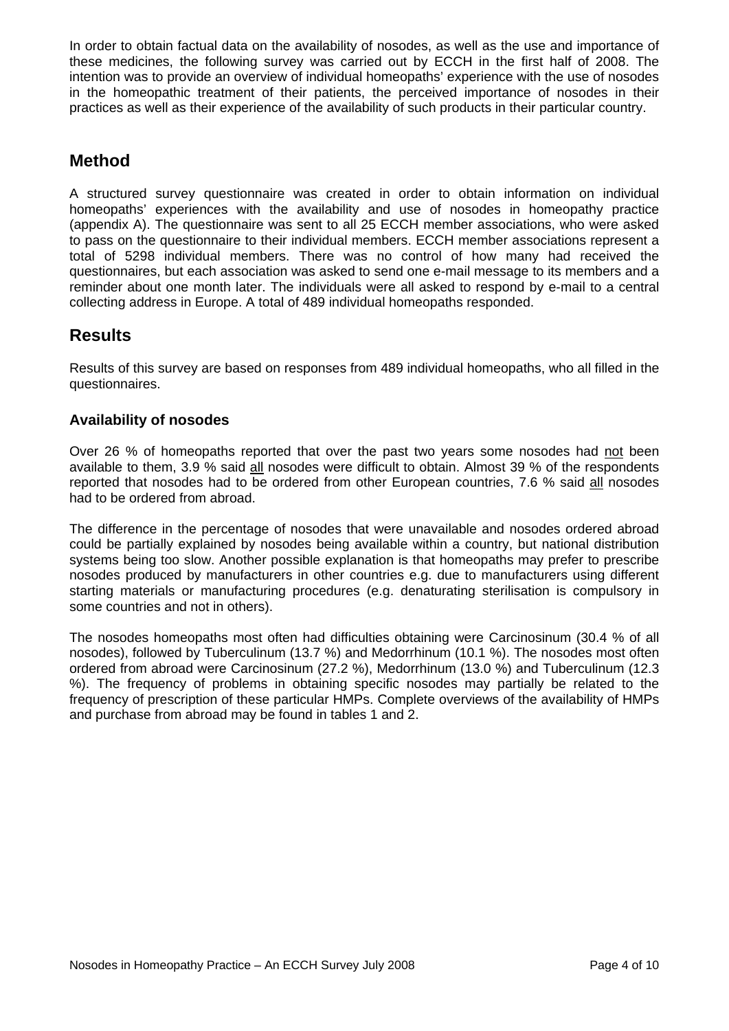In order to obtain factual data on the availability of nosodes, as well as the use and importance of these medicines, the following survey was carried out by ECCH in the first half of 2008. The intention was to provide an overview of individual homeopaths' experience with the use of nosodes in the homeopathic treatment of their patients, the perceived importance of nosodes in their practices as well as their experience of the availability of such products in their particular country.

## Method

A structured survey questionnaire was created in order to obtain information on individual homeopaths' experiences with the availability and use of nosodes in homeopathy practice (appendix A). The questionnaire was sent to all 25 ECCH member associations, who were asked to pass on the questionnaire to their individual members. ECCH member associations represent a total of 5298 individual members. There was no control of how many had received the questionnaires, but each association was asked to send one e-mail message to its members and a reminder about one month later. The individuals were all asked to respond by e-mail to a central collecting address in Europe. A total of 489 individual homeopaths responded.

## Results

Results of this survey are based on responses from 489 individual homeopaths, who all filled in the questionnaires.

### Availability of nosodes

Over 26 % of homeopaths reported that over the past two years some nosodes had not been available to them, 3.9 % said all nosodes were difficult to obtain. Almost 39 % of the respondents reported that nosodes had to be ordered from other European countries, 7.6 % said all nosodes had to be ordered from abroad.

The difference in the percentage of nosodes that were unavailable and nosodes ordered abroad could be partially explained by nosodes being available within a country, but national distribution systems being too slow. Another possible explanation is that homeopaths may prefer to prescribe nosodes produced by manufacturers in other countries e.g. due to manufacturers using different starting materials or manufacturing procedures (e.g. denaturating sterilisation is compulsory in some countries and not in others).

The nosodes homeopaths most often had difficulties obtaining were Carcinosinum (30.4 % of all nosodes), followed by Tuberculinum (13.7 %) and Medorrhinum (10.1 %). The nosodes most often ordered from abroad were Carcinosinum (27.2 %), Medorrhinum (13.0 %) and Tuberculinum (12.3 %). The frequency of problems in obtaining specific nosodes may partially be related to the frequency of prescription of these particular HMPs. Complete overviews of the availability of HMPs and purchase from abroad may be found in tables 1 and 2.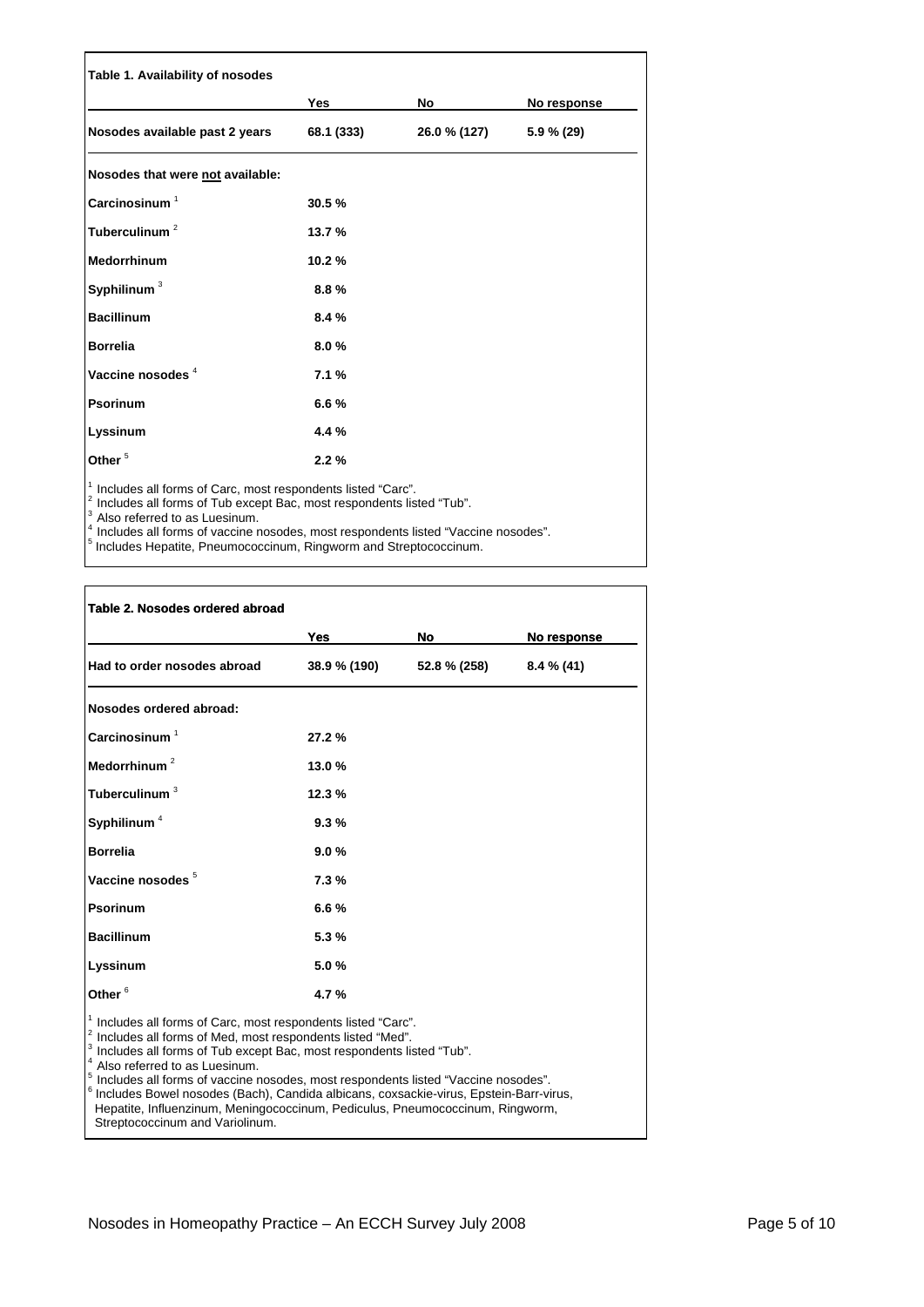**Table 1. Availability of nosodes**

| | Yes | No | No response |
|---|---|---|---|
| **Nosodes available past 2 years** | 68.1 (333) | 26.0 % (127) | 5.9 % (29) |
| **Nosodes that were not available:** | | | |
| **Carcinosinum** [1] | 30.5 % | | |
| **Tuberculinum** [2] | 13.7 % | | |
| **Medorrhinum** | 10.2 % | | |
| **Syphilinum** [3] | 8.8 % | | |
| **Bacillinum** | 8.4 % | | |
| **Borrelia** | 8.0 % | | |
| **Vaccine nosodes** [4] | 7.1 % | | |
| **Psorinum** | 6.6 % | | |
| **Lyssinum** | 4.4 % | | |
| **Other** [5] | 2.2 % | | |

[1] Includes all forms of Carc, most respondents listed "Carc".
[2] Includes all forms of Tub except Bac, most respondents listed "Tub".
[3] Also referred to as Luesinum.
[4] Includes all forms of vaccine nosodes, most respondents listed "Vaccine nosodes".
[5] Includes Hepatite, Pneumococcinum, Ringworm and Streptococcinum.

**Table 2. Nosodes ordered abroad**

| | Yes | No | No response |
|---|---|---|---|
| **Had to order nosodes abroad** | 38.9 % (190) | 52.8 % (258) | 8.4 % (41) |
| **Nosodes ordered abroad:** | | | |
| **Carcinosinum** [1] | 27.2 % | | |
| **Medorrhinum** [2] | 13.0 % | | |
| **Tuberculinum** [3] | 12.3 % | | |
| **Syphilinum** [4] | 9.3 % | | |
| **Borrelia** | 9.0 % | | |
| **Vaccine nosodes** [5] | 7.3 % | | |
| **Psorinum** | 6.6 % | | |
| **Bacillinum** | 5.3 % | | |
| **Lyssinum** | 5.0 % | | |
| **Other** [6] | 4.7 % | | |

[1] Includes all forms of Carc, most respondents listed "Carc".
[2] Includes all forms of Med, most respondents listed "Med".
[3] Includes all forms of Tub except Bac, most respondents listed "Tub".
[4] Also referred to as Luesinum.
[5] Includes all forms of vaccine nosodes, most respondents listed "Vaccine nosodes".
[6] Includes Bowel nosodes (Bach), Candida albicans, coxsackie-virus, Epstein-Barr-virus, Hepatite, Influenzinum, Meningococcinum, Pediculus, Pneumococcinum, Ringworm, Streptococcinum and Variolinum.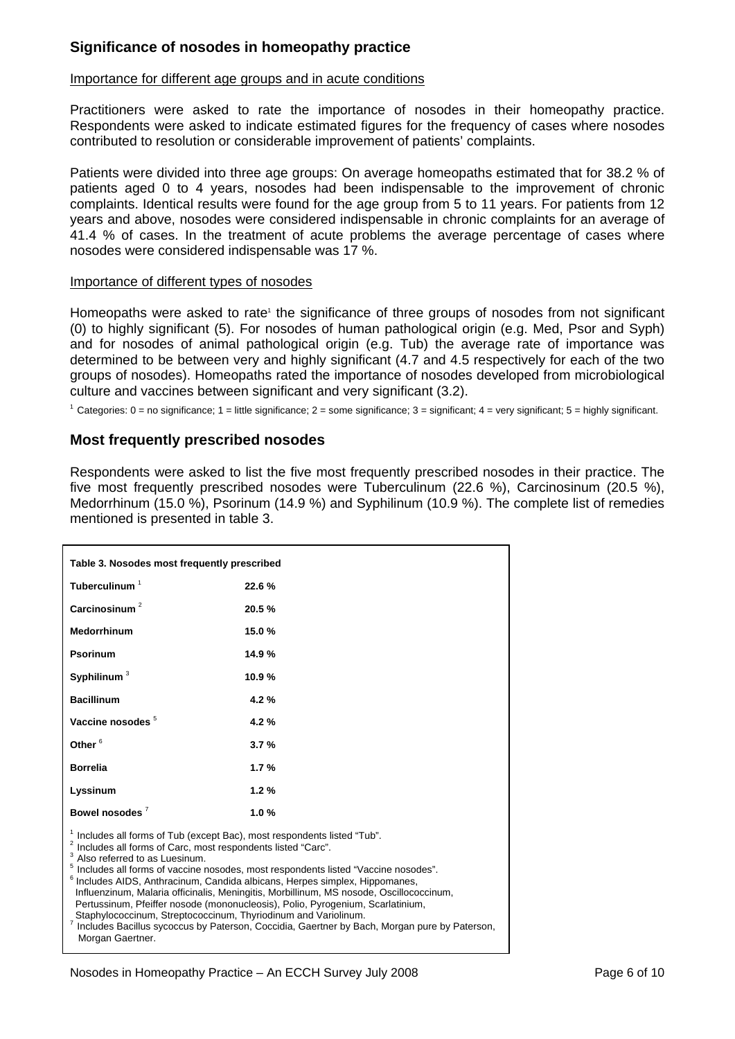## Significance of nosodes in homeopathy practice

Importance for different age groups and in acute conditions

Practitioners were asked to rate the importance of nosodes in their homeopathy practice. Respondents were asked to indicate estimated figures for the frequency of cases where nosodes contributed to resolution or considerable improvement of patients' complaints.

Patients were divided into three age groups: On average homeopaths estimated that for 38.2 % of patients aged 0 to 4 years, nosodes had been indispensable to the improvement of chronic complaints. Identical results were found for the age group from 5 to 11 years. For patients from 12 years and above, nosodes were considered indispensable in chronic complaints for an average of 41.4 % of cases. In the treatment of acute problems the average percentage of cases where nosodes were considered indispensable was 17 %.

Importance of different types of nosodes

Homeopaths were asked to rate[1] the significance of three groups of nosodes from not significant (0) to highly significant (5). For nosodes of human pathological origin (e.g. Med, Psor and Syph) and for nosodes of animal pathological origin (e.g. Tub) the average rate of importance was determined to be between very and highly significant (4.7 and 4.5 respectively for each of the two groups of nosodes). Homeopaths rated the importance of nosodes developed from microbiological culture and vaccines between significant and very significant (3.2).

[1] Categories: 0 = no significance; 1 = little significance; 2 = some significance; 3 = significant; 4 = very significant; 5 = highly significant.

## Most frequently prescribed nosodes

Respondents were asked to list the five most frequently prescribed nosodes in their practice. The five most frequently prescribed nosodes were Tuberculinum (22.6 %), Carcinosinum (20.5 %), Medorrhinum (15.0 %), Psorinum (14.9 %) and Syphilinum (10.9 %). The complete list of remedies mentioned is presented in table 3.

**Table 3. Nosodes most frequently prescribed**

| Nosode | % |
|---|---|
| **Tuberculinum** [1] | **22.6 %** |
| **Carcinosinum** [2] | **20.5 %** |
| **Medorrhinum** | **15.0 %** |
| **Psorinum** | **14.9 %** |
| **Syphilinum** [3] | **10.9 %** |
| **Bacillinum** | **4.2 %** |
| **Vaccine nosodes** [5] | **4.2 %** |
| **Other** [6] | **3.7 %** |
| **Borrelia** | **1.7 %** |
| **Lyssinum** | **1.2 %** |
| **Bowel nosodes** [7] | **1.0 %** |

[1] Includes all forms of Tub (except Bac), most respondents listed "Tub".
[2] Includes all forms of Carc, most respondents listed "Carc".
[3] Also referred to as Luesinum.
[5] Includes all forms of vaccine nosodes, most respondents listed "Vaccine nosodes".
[6] Includes AIDS, Anthracinum, Candida albicans, Herpes simplex, Hippomanes, Influenzinum, Malaria officinalis, Meningitis, Morbillinum, MS nosode, Oscillococcinum, Pertussinum, Pfeiffer nosode (mononucleosis), Polio, Pyrogenium, Scarlatinium, Staphylococcinum, Streptococcinum, Thyriodinum and Variolinum.
[7] Includes Bacillus sycoccus by Paterson, Coccidia, Gaertner by Bach, Morgan pure by Paterson, Morgan Gaertner.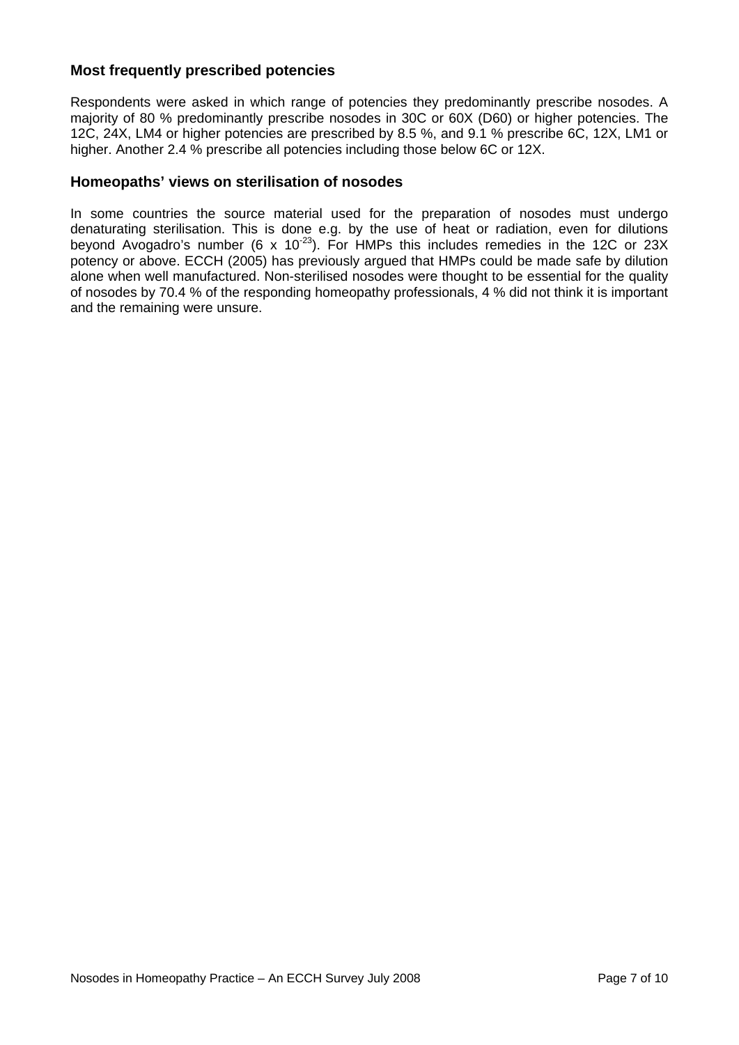## Most frequently prescribed potencies

Respondents were asked in which range of potencies they predominantly prescribe nosodes. A majority of 80 % predominantly prescribe nosodes in 30C or 60X (D60) or higher potencies. The 12C, 24X, LM4 or higher potencies are prescribed by 8.5 %, and 9.1 % prescribe 6C, 12X, LM1 or higher. Another 2.4 % prescribe all potencies including those below 6C or 12X.

## Homeopaths' views on sterilisation of nosodes

In some countries the source material used for the preparation of nosodes must undergo denaturating sterilisation. This is done e.g. by the use of heat or radiation, even for dilutions beyond Avogadro's number ($6 \times 10^{-23}$). For HMPs this includes remedies in the 12C or 23X potency or above. ECCH (2005) has previously argued that HMPs could be made safe by dilution alone when well manufactured. Non-sterilised nosodes were thought to be essential for the quality of nosodes by 70.4 % of the responding homeopathy professionals, 4 % did not think it is important and the remaining were unsure.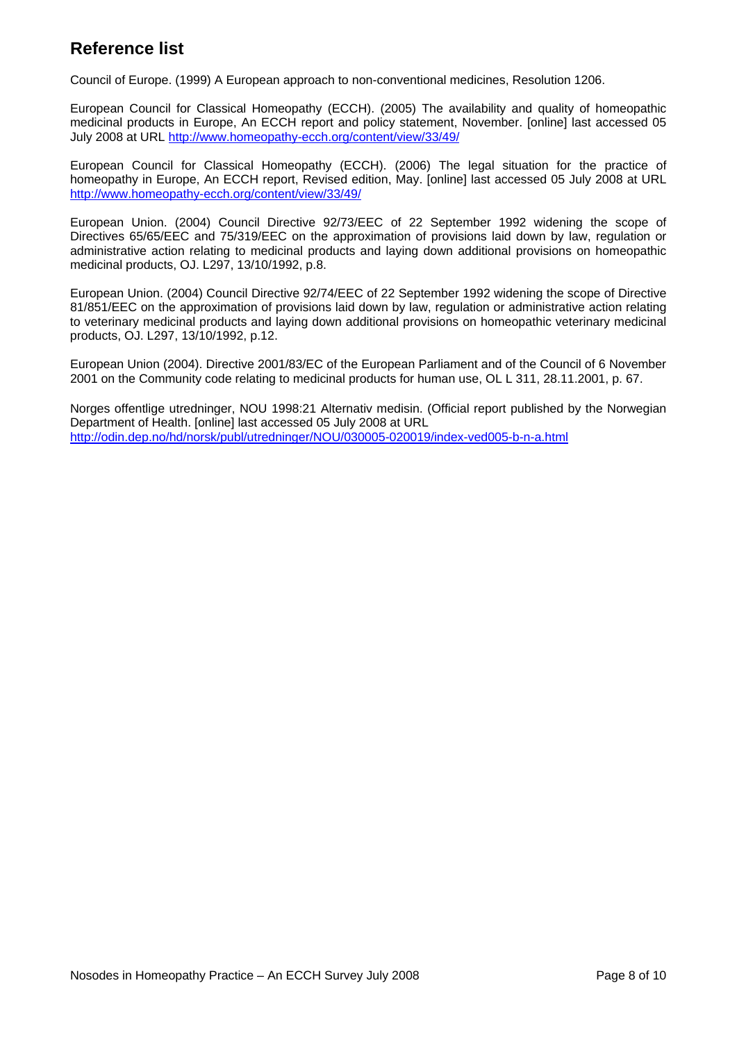## Reference list

Council of Europe. (1999) A European approach to non-conventional medicines, Resolution 1206.

European Council for Classical Homeopathy (ECCH). (2005) The availability and quality of homeopathic medicinal products in Europe, An ECCH report and policy statement, November. [online] last accessed 05 July 2008 at URL http://www.homeopathy-ecch.org/content/view/33/49/

European Council for Classical Homeopathy (ECCH). (2006) The legal situation for the practice of homeopathy in Europe, An ECCH report, Revised edition, May. [online] last accessed 05 July 2008 at URL http://www.homeopathy-ecch.org/content/view/33/49/

European Union. (2004) Council Directive 92/73/EEC of 22 September 1992 widening the scope of Directives 65/65/EEC and 75/319/EEC on the approximation of provisions laid down by law, regulation or administrative action relating to medicinal products and laying down additional provisions on homeopathic medicinal products, OJ. L297, 13/10/1992, p.8.

European Union. (2004) Council Directive 92/74/EEC of 22 September 1992 widening the scope of Directive 81/851/EEC on the approximation of provisions laid down by law, regulation or administrative action relating to veterinary medicinal products and laying down additional provisions on homeopathic veterinary medicinal products, OJ. L297, 13/10/1992, p.12.

European Union (2004). Directive 2001/83/EC of the European Parliament and of the Council of 6 November 2001 on the Community code relating to medicinal products for human use, OL L 311, 28.11.2001, p. 67.

Norges offentlige utredninger, NOU 1998:21 Alternativ medisin. (Official report published by the Norwegian Department of Health. [online] last accessed 05 July 2008 at URL http://odin.dep.no/hd/norsk/publ/utredninger/NOU/030005-020019/index-ved005-b-n-a.html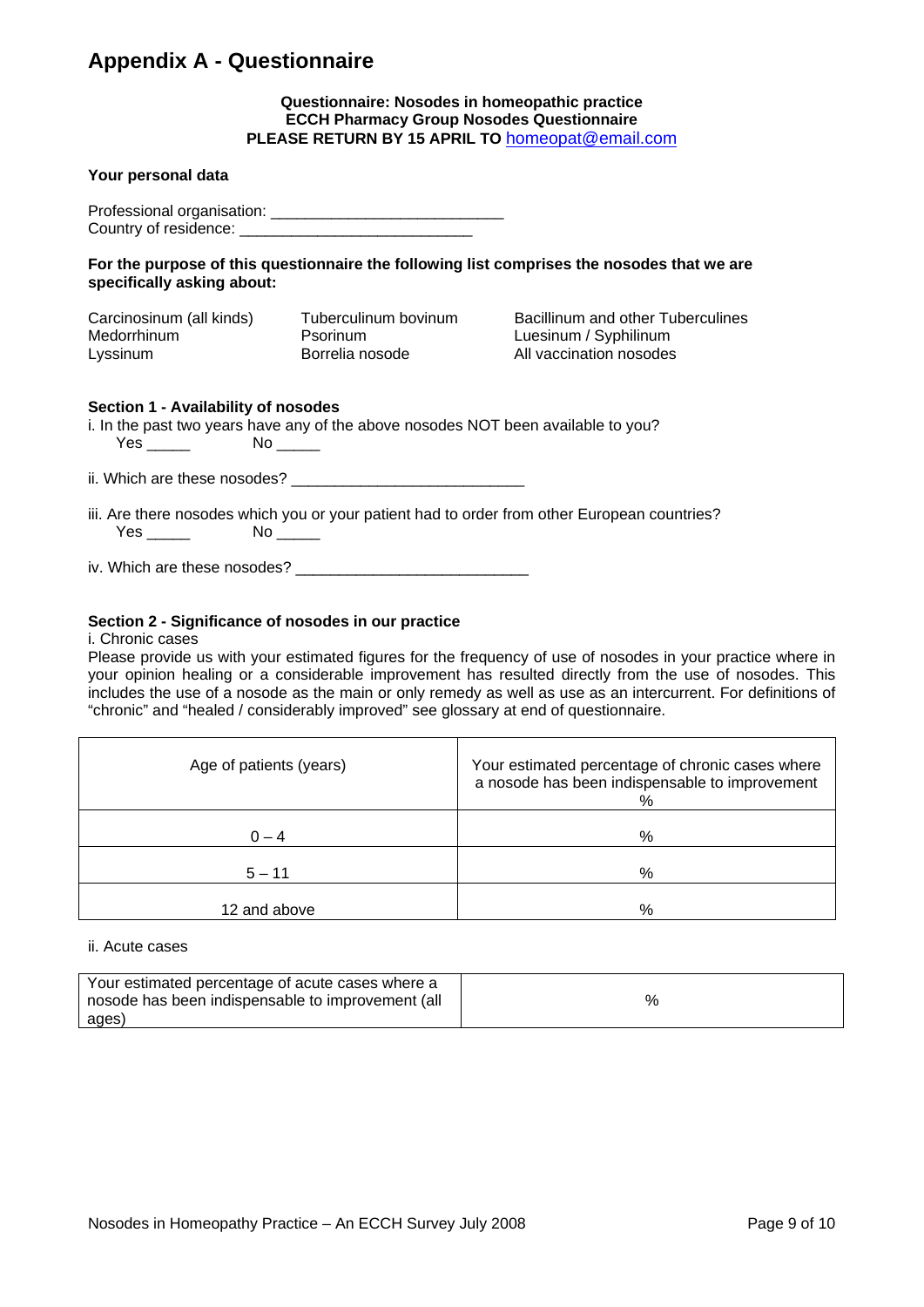# Appendix A - Questionnaire

**Questionnaire: Nosodes in homeopathic practice**
**ECCH Pharmacy Group Nosodes Questionnaire**
**PLEASE RETURN BY 15 APRIL TO** homeopat@email.com

**Your personal data**

Professional organisation: ___________________________
Country of residence: ___________________________

**For the purpose of this questionnaire the following list comprises the nosodes that we are specifically asking about:**

| | | |
|---|---|---|
| Carcinosinum (all kinds) | Tuberculinum bovinum | Bacillinum and other Tuberculines |
| Medorrhinum | Psorinum | Luesinum / Syphilinum |
| Lyssinum | Borrelia nosode | All vaccination nosodes |

**Section 1 - Availability of nosodes**

i. In the past two years have any of the above nosodes NOT been available to you?
Yes _____ No _____

ii. Which are these nosodes? ___________________________

iii. Are there nosodes which you or your patient had to order from other European countries?
Yes _____ No _____

iv. Which are these nosodes? ___________________________

**Section 2 - Significance of nosodes in our practice**

i. Chronic cases

Please provide us with your estimated figures for the frequency of use of nosodes in your practice where in your opinion healing or a considerable improvement has resulted directly from the use of nosodes. This includes the use of a nosode as the main or only remedy as well as use as an intercurrent. For definitions of "chronic" and "healed / considerably improved" see glossary at end of questionnaire.

| Age of patients (years) | Your estimated percentage of chronic cases where a nosode has been indispensable to improvement % |
|---|---|
| 0 – 4 | % |
| 5 – 11 | % |
| 12 and above | % |

ii. Acute cases

| Your estimated percentage of acute cases where a nosode has been indispensable to improvement (all ages) | % |
|---|---|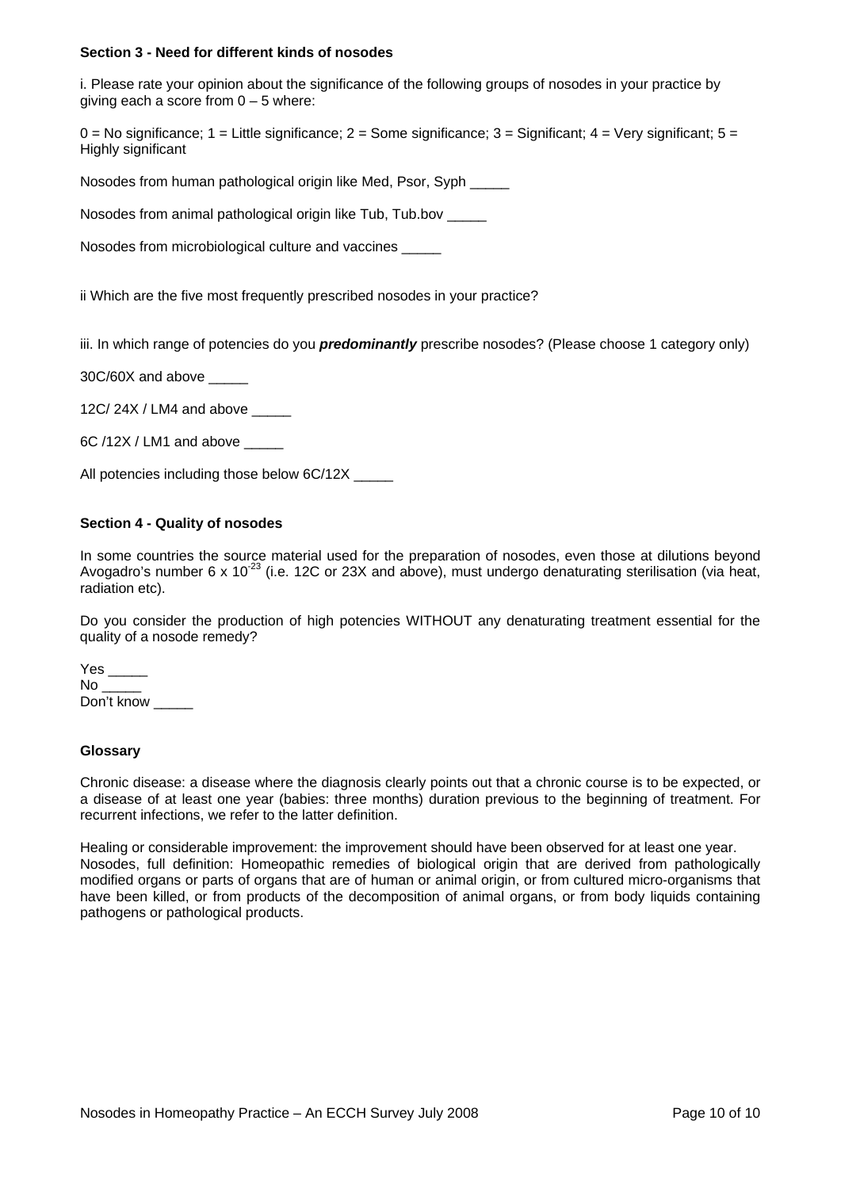**Section 3 - Need for different kinds of nosodes**

i. Please rate your opinion about the significance of the following groups of nosodes in your practice by giving each a score from 0 – 5 where:

0 = No significance; 1 = Little significance; 2 = Some significance; 3 = Significant; 4 = Very significant; 5 = Highly significant

Nosodes from human pathological origin like Med, Psor, Syph _____

Nosodes from animal pathological origin like Tub, Tub.bov _____

Nosodes from microbiological culture and vaccines _____

ii Which are the five most frequently prescribed nosodes in your practice?

iii. In which range of potencies do you ***predominantly*** prescribe nosodes? (Please choose 1 category only)

30C/60X and above _____

12C/ 24X / LM4 and above _____

6C /12X / LM1 and above _____

All potencies including those below 6C/12X _____

**Section 4 - Quality of nosodes**

In some countries the source material used for the preparation of nosodes, even those at dilutions beyond Avogadro's number $6 \times 10^{-23}$ (i.e. 12C or 23X and above), must undergo denaturating sterilisation (via heat, radiation etc).

Do you consider the production of high potencies WITHOUT any denaturating treatment essential for the quality of a nosode remedy?

Yes _____
No _____
Don't know _____

**Glossary**

Chronic disease: a disease where the diagnosis clearly points out that a chronic course is to be expected, or a disease of at least one year (babies: three months) duration previous to the beginning of treatment. For recurrent infections, we refer to the latter definition.

Healing or considerable improvement: the improvement should have been observed for at least one year.
Nosodes, full definition: Homeopathic remedies of biological origin that are derived from pathologically modified organs or parts of organs that are of human or animal origin, or from cultured micro-organisms that have been killed, or from products of the decomposition of animal organs, or from body liquids containing pathogens or pathological products.